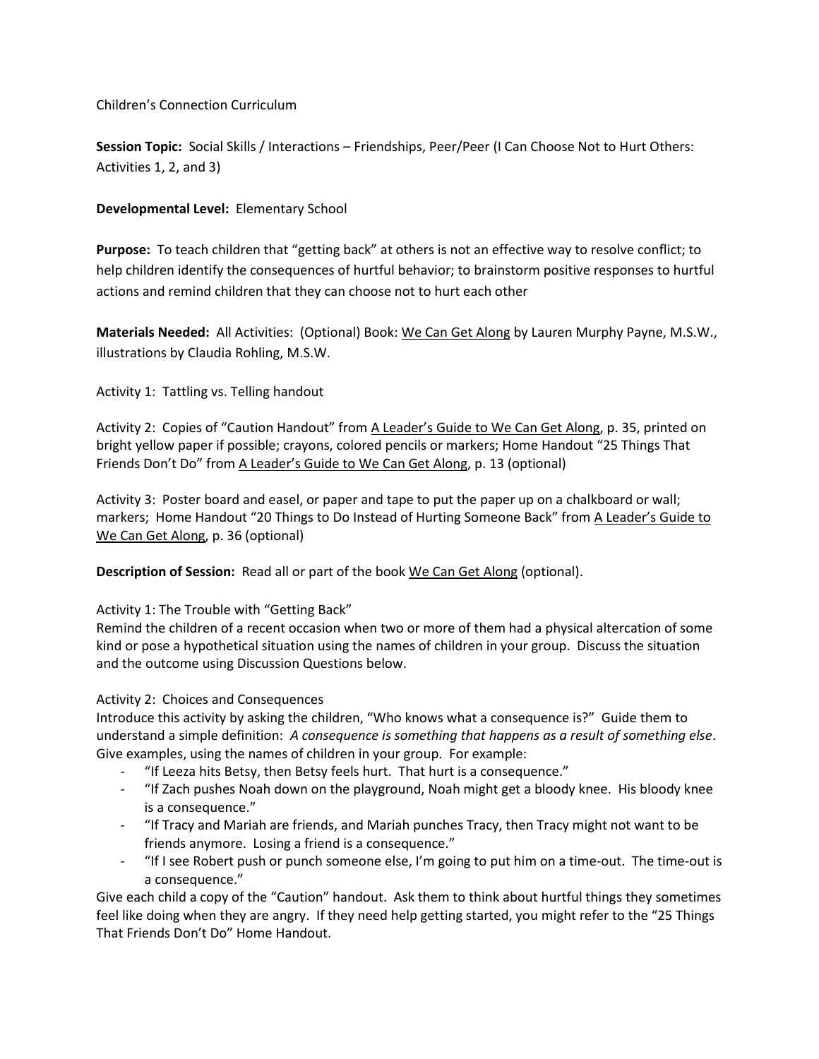Children's Connection Curriculum

**Session Topic:** Social Skills / Interactions – Friendships, Peer/Peer (I Can Choose Not to Hurt Others: Activities 1, 2, and 3)

**Developmental Level:** Elementary School

**Purpose:** To teach children that "getting back" at others is not an effective way to resolve conflict; to help children identify the consequences of hurtful behavior; to brainstorm positive responses to hurtful actions and remind children that they can choose not to hurt each other

**Materials Needed:** All Activities: (Optional) Book: <u>We Can Get Along</u> by Lauren Murphy Payne, M.S.W., illustrations by Claudia Rohling, M.S.W.

Activity 1: Tattling vs. Telling handout

Activity 2: Copies of "Caution Handout" from <u>A Leader's Guide to We Can Get Along</u>, p. 35, printed on bright yellow paper if possible; crayons, colored pencils or markers; Home Handout "25 Things That Friends Don't Do" from <u>A Leader's Guide to We Can Get Along</u>, p. 13 (optional)

Activity 3: Poster board and easel, or paper and tape to put the paper up on a chalkboard or wall; markers; Home Handout "20 Things to Do Instead of Hurting Someone Back" from <u>A Leader's Guide to We Can Get Along</u>, p. 36 (optional)

**Description of Session:** Read all or part of the book <u>We Can Get Along</u> (optional).

Activity 1: The Trouble with "Getting Back"
Remind the children of a recent occasion when two or more of them had a physical altercation of some kind or pose a hypothetical situation using the names of children in your group. Discuss the situation and the outcome using Discussion Questions below.

Activity 2: Choices and Consequences
Introduce this activity by asking the children, "Who knows what a consequence is?" Guide them to understand a simple definition: *A consequence is something that happens as a result of something else*. Give examples, using the names of children in your group. For example:

- "If Leeza hits Betsy, then Betsy feels hurt. That hurt is a consequence."
- "If Zach pushes Noah down on the playground, Noah might get a bloody knee. His bloody knee is a consequence."
- "If Tracy and Mariah are friends, and Mariah punches Tracy, then Tracy might not want to be friends anymore. Losing a friend is a consequence."
- "If I see Robert push or punch someone else, I'm going to put him on a time-out. The time-out is a consequence."

Give each child a copy of the "Caution" handout. Ask them to think about hurtful things they sometimes feel like doing when they are angry. If they need help getting started, you might refer to the "25 Things That Friends Don't Do" Home Handout.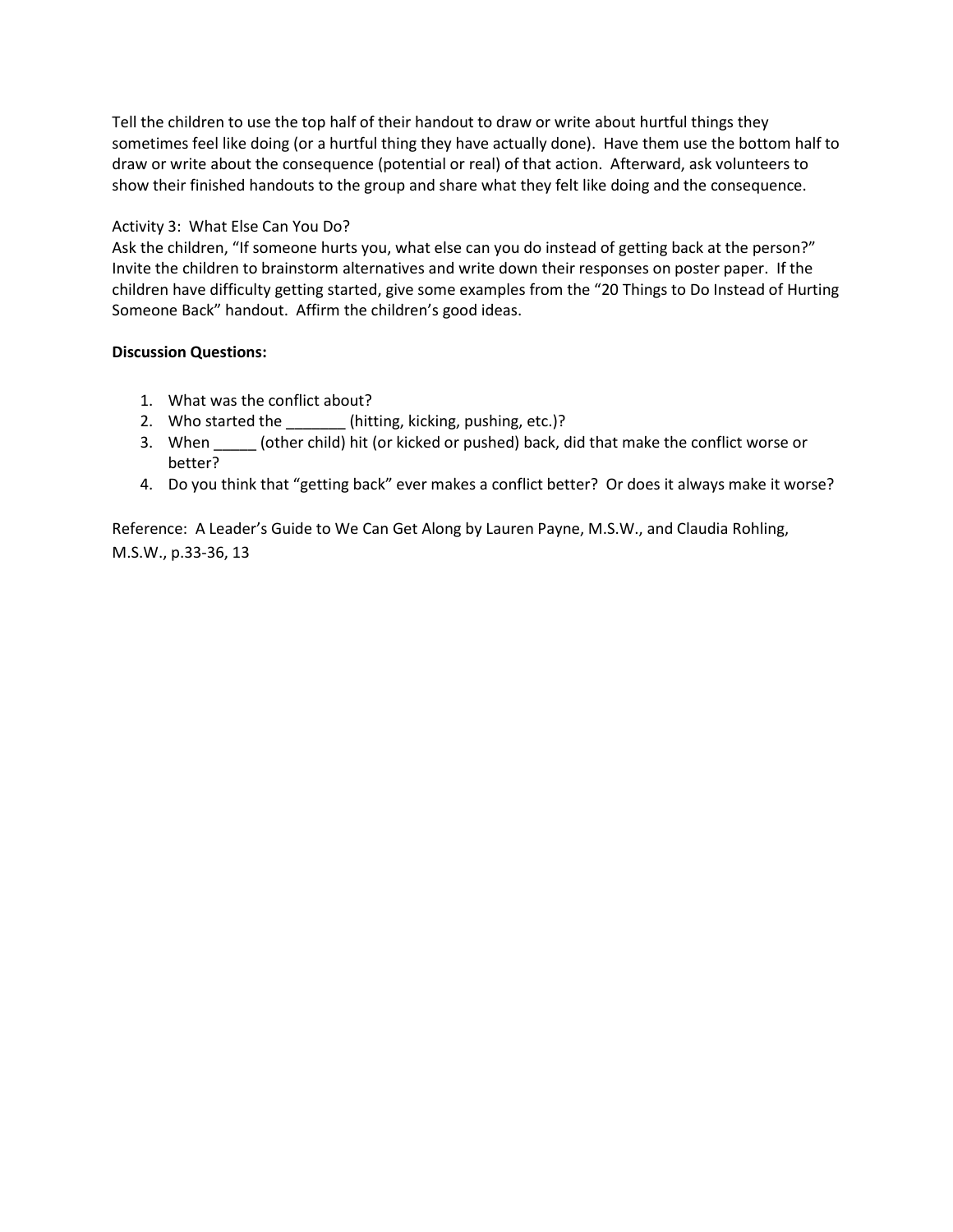Tell the children to use the top half of their handout to draw or write about hurtful things they sometimes feel like doing (or a hurtful thing they have actually done). Have them use the bottom half to draw or write about the consequence (potential or real) of that action. Afterward, ask volunteers to show their finished handouts to the group and share what they felt like doing and the consequence.

Activity 3: What Else Can You Do?
Ask the children, "If someone hurts you, what else can you do instead of getting back at the person?" Invite the children to brainstorm alternatives and write down their responses on poster paper. If the children have difficulty getting started, give some examples from the "20 Things to Do Instead of Hurting Someone Back" handout. Affirm the children's good ideas.

**Discussion Questions:**

1. What was the conflict about?
2. Who started the _______ (hitting, kicking, pushing, etc.)?
3. When _____ (other child) hit (or kicked or pushed) back, did that make the conflict worse or better?
4. Do you think that "getting back" ever makes a conflict better? Or does it always make it worse?

Reference: A Leader's Guide to We Can Get Along by Lauren Payne, M.S.W., and Claudia Rohling, M.S.W., p.33-36, 13